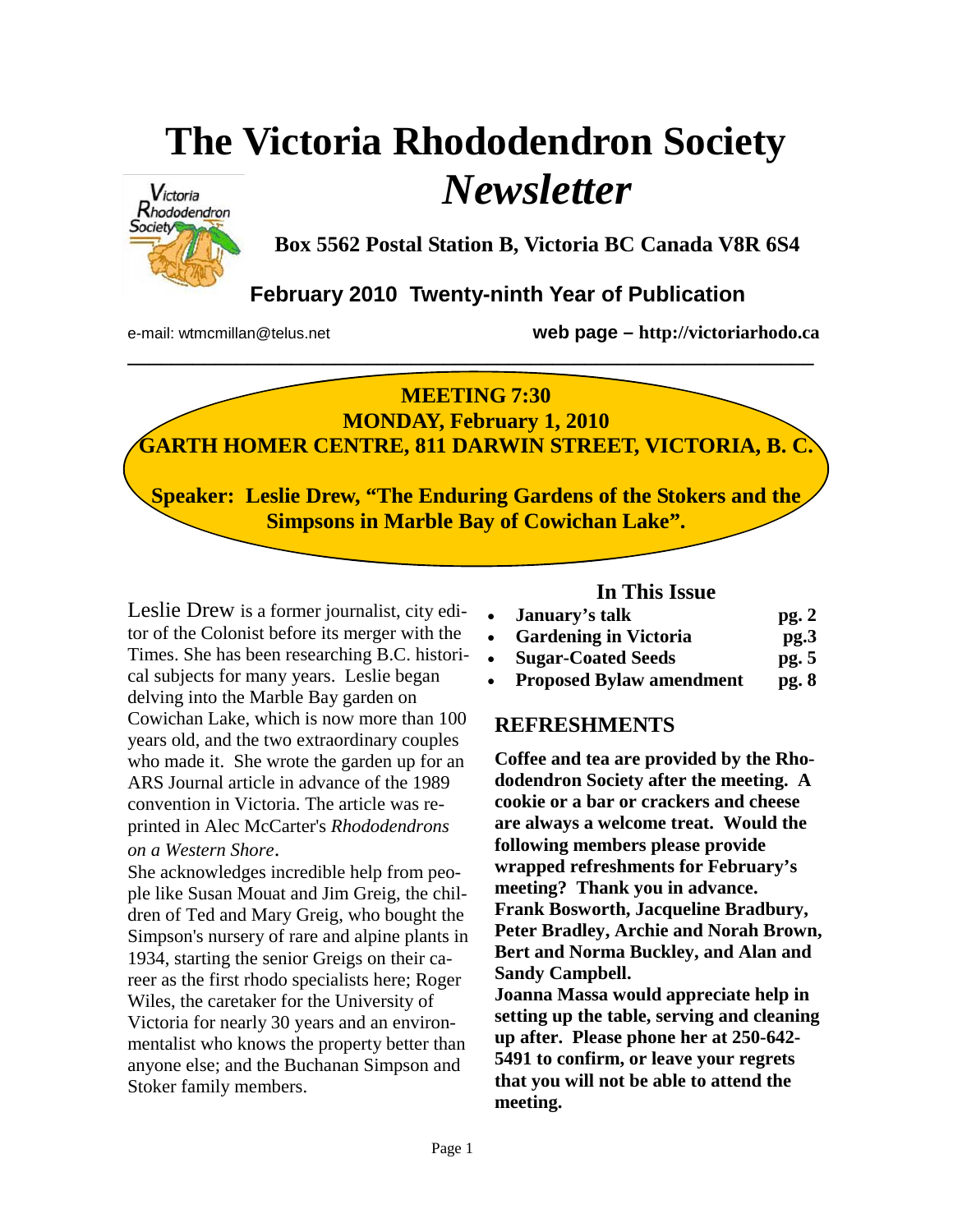# The Victoria Rhododendron Society *Newsletter*

**Box 5562 Postal Station B, Victoria BC Canada V8R 6S4**

**February 2010 Twenty-ninth Year of Publication**

e-mail: wtmcmillan@telus.net **web page – http://victoriarhodo.ca**

---

**MEETING 7:30**
**MONDAY, February 1, 2010**
**GARTH HOMER CENTRE, 811 DARWIN STREET, VICTORIA, B. C.**

**Speaker: Leslie Drew, "The Enduring Gardens of the Stokers and the Simpsons in Marble Bay of Cowichan Lake".**

Leslie Drew is a former journalist, city editor of the Colonist before its merger with the Times. She has been researching B.C. historical subjects for many years. Leslie began delving into the Marble Bay garden on Cowichan Lake, which is now more than 100 years old, and the two extraordinary couples who made it. She wrote the garden up for an ARS Journal article in advance of the 1989 convention in Victoria. The article was reprinted in Alec McCarter's *Rhododendrons on a Western Shore*.

She acknowledges incredible help from people like Susan Mouat and Jim Greig, the children of Ted and Mary Greig, who bought the Simpson's nursery of rare and alpine plants in 1934, starting the senior Greigs on their career as the first rhodo specialists here; Roger Wiles, the caretaker for the University of Victoria for nearly 30 years and an environmentalist who knows the property better than anyone else; and the Buchanan Simpson and Stoker family members.

## In This Issue

- **January's talk** **pg. 2**
- **Gardening in Victoria** **pg.3**
- **Sugar-Coated Seeds** **pg. 5**
- **Proposed Bylaw amendment** **pg. 8**

## REFRESHMENTS

**Coffee and tea are provided by the Rhododendron Society after the meeting. A cookie or a bar or crackers and cheese are always a welcome treat. Would the following members please provide wrapped refreshments for February's meeting? Thank you in advance.**
**Frank Bosworth, Jacqueline Bradbury, Peter Bradley, Archie and Norah Brown, Bert and Norma Buckley, and Alan and Sandy Campbell.**
**Joanna Massa would appreciate help in setting up the table, serving and cleaning up after. Please phone her at 250-642-5491 to confirm, or leave your regrets that you will not be able to attend the meeting.**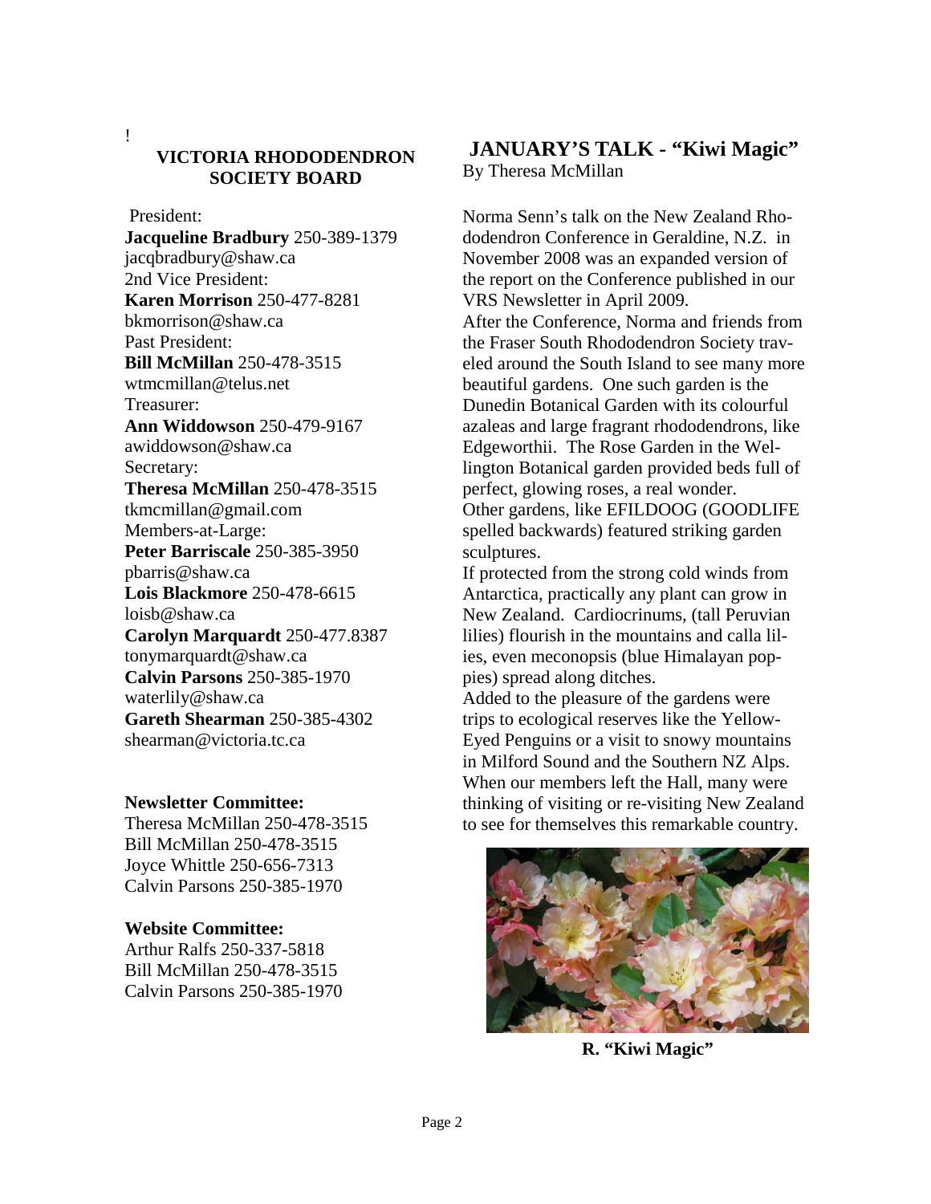!

## VICTORIA RHODODENDRON SOCIETY BOARD

President:
**Jacqueline Bradbury** 250-389-1379
jacqbradbury@shaw.ca
2nd Vice President:
**Karen Morrison** 250-477-8281
bkmorrison@shaw.ca
Past President:
**Bill McMillan** 250-478-3515
wtmcmillan@telus.net
Treasurer:
**Ann Widdowson** 250-479-9167
awiddowson@shaw.ca
Secretary:
**Theresa McMillan** 250-478-3515
tkmcmillan@gmail.com
Members-at-Large:
**Peter Barriscale** 250-385-3950
pbarris@shaw.ca
**Lois Blackmore** 250-478-6615
loisb@shaw.ca
**Carolyn Marquardt** 250-477.8387
tonymarquardt@shaw.ca
**Calvin Parsons** 250-385-1970
waterlily@shaw.ca
**Gareth Shearman** 250-385-4302
shearman@victoria.tc.ca

**Newsletter Committee:**
Theresa McMillan 250-478-3515
Bill McMillan 250-478-3515
Joyce Whittle 250-656-7313
Calvin Parsons 250-385-1970

**Website Committee:**
Arthur Ralfs 250-337-5818
Bill McMillan 250-478-3515
Calvin Parsons 250-385-1970

## JANUARY'S TALK - "Kiwi Magic"

By Theresa McMillan

Norma Senn's talk on the New Zealand Rhododendron Conference in Geraldine, N.Z. in November 2008 was an expanded version of the report on the Conference published in our VRS Newsletter in April 2009.
After the Conference, Norma and friends from the Fraser South Rhododendron Society traveled around the South Island to see many more beautiful gardens. One such garden is the Dunedin Botanical Garden with its colourful azaleas and large fragrant rhododendrons, like Edgeworthii. The Rose Garden in the Wellington Botanical garden provided beds full of perfect, glowing roses, a real wonder.
Other gardens, like EFILDOOG (GOODLIFE spelled backwards) featured striking garden sculptures.
If protected from the strong cold winds from Antarctica, practically any plant can grow in New Zealand. Cardiocrinums, (tall Peruvian lilies) flourish in the mountains and calla lilies, even meconopsis (blue Himalayan poppies) spread along ditches.
Added to the pleasure of the gardens were trips to ecological reserves like the Yellow-Eyed Penguins or a visit to snowy mountains in Milford Sound and the Southern NZ Alps. When our members left the Hall, many were thinking of visiting or re-visiting New Zealand to see for themselves this remarkable country.

**R. "Kiwi Magic"**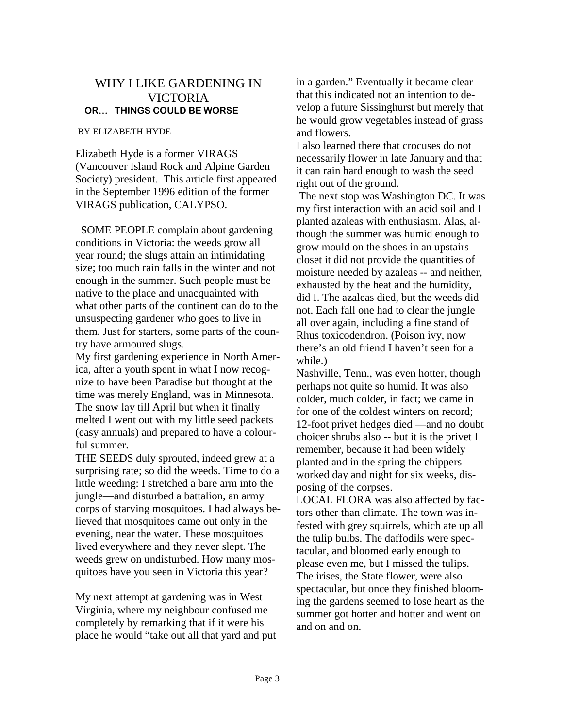# WHY I LIKE GARDENING IN VICTORIA

**OR… THINGS COULD BE WORSE**

BY ELIZABETH HYDE

Elizabeth Hyde is a former VIRAGS (Vancouver Island Rock and Alpine Garden Society) president. This article first appeared in the September 1996 edition of the former VIRAGS publication, CALYPSO.

SOME PEOPLE complain about gardening conditions in Victoria: the weeds grow all year round; the slugs attain an intimidating size; too much rain falls in the winter and not enough in the summer. Such people must be native to the place and unacquainted with what other parts of the continent can do to the unsuspecting gardener who goes to live in them. Just for starters, some parts of the country have armoured slugs.

My first gardening experience in North America, after a youth spent in what I now recognize to have been Paradise but thought at the time was merely England, was in Minnesota. The snow lay till April but when it finally melted I went out with my little seed packets (easy annuals) and prepared to have a colourful summer.

THE SEEDS duly sprouted, indeed grew at a surprising rate; so did the weeds. Time to do a little weeding: I stretched a bare arm into the jungle—and disturbed a battalion, an army corps of starving mosquitoes. I had always believed that mosquitoes came out only in the evening, near the water. These mosquitoes lived everywhere and they never slept. The weeds grew on undisturbed. How many mosquitoes have you seen in Victoria this year?

My next attempt at gardening was in West Virginia, where my neighbour confused me completely by remarking that if it were his place he would "take out all that yard and put in a garden." Eventually it became clear that this indicated not an intention to develop a future Sissinghurst but merely that he would grow vegetables instead of grass and flowers.

I also learned there that crocuses do not necessarily flower in late January and that it can rain hard enough to wash the seed right out of the ground.

The next stop was Washington DC. It was my first interaction with an acid soil and I planted azaleas with enthusiasm. Alas, although the summer was humid enough to grow mould on the shoes in an upstairs closet it did not provide the quantities of moisture needed by azaleas -- and neither, exhausted by the heat and the humidity, did I. The azaleas died, but the weeds did not. Each fall one had to clear the jungle all over again, including a fine stand of Rhus toxicodendron. (Poison ivy, now there's an old friend I haven't seen for a while.)

Nashville, Tenn., was even hotter, though perhaps not quite so humid. It was also colder, much colder, in fact; we came in for one of the coldest winters on record; 12-foot privet hedges died —and no doubt choicer shrubs also -- but it is the privet I remember, because it had been widely planted and in the spring the chippers worked day and night for six weeks, disposing of the corpses.

LOCAL FLORA was also affected by factors other than climate. The town was infested with grey squirrels, which ate up all the tulip bulbs. The daffodils were spectacular, and bloomed early enough to please even me, but I missed the tulips. The irises, the State flower, were also spectacular, but once they finished blooming the gardens seemed to lose heart as the summer got hotter and hotter and went on and on and on.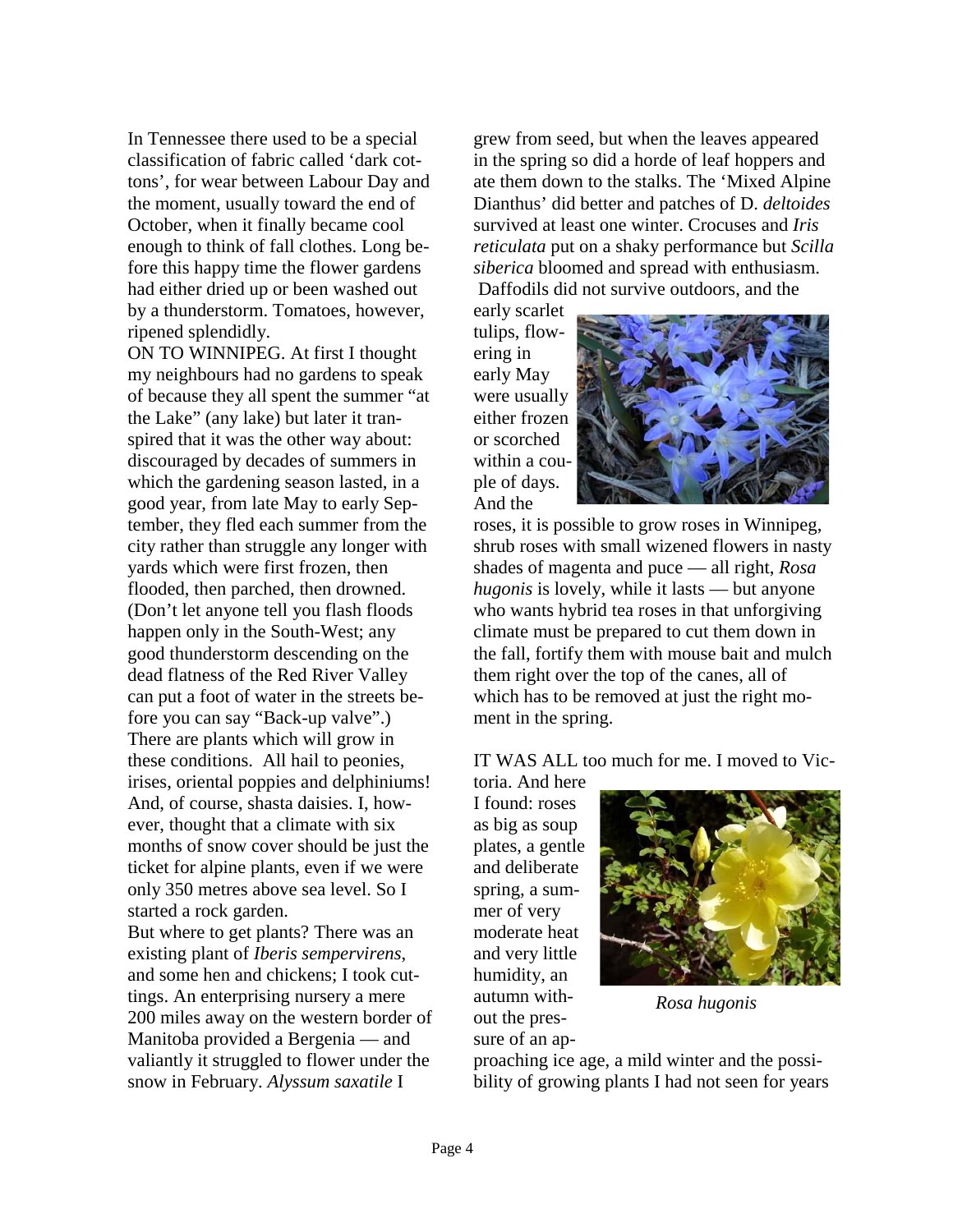In Tennessee there used to be a special classification of fabric called 'dark cottons', for wear between Labour Day and the moment, usually toward the end of October, when it finally became cool enough to think of fall clothes. Long before this happy time the flower gardens had either dried up or been washed out by a thunderstorm. Tomatoes, however, ripened splendidly.

ON TO WINNIPEG. At first I thought my neighbours had no gardens to speak of because they all spent the summer "at the Lake" (any lake) but later it transpired that it was the other way about: discouraged by decades of summers in which the gardening season lasted, in a good year, from late May to early September, they fled each summer from the city rather than struggle any longer with yards which were first frozen, then flooded, then parched, then drowned. (Don't let anyone tell you flash floods happen only in the South-West; any good thunderstorm descending on the dead flatness of the Red River Valley can put a foot of water in the streets before you can say "Back-up valve".) There are plants which will grow in these conditions. All hail to peonies, irises, oriental poppies and delphiniums! And, of course, shasta daisies. I, however, thought that a climate with six months of snow cover should be just the ticket for alpine plants, even if we were only 350 metres above sea level. So I started a rock garden.

But where to get plants? There was an existing plant of *Iberis sempervirens*, and some hen and chickens; I took cuttings. An enterprising nursery a mere 200 miles away on the western border of Manitoba provided a Bergenia — and valiantly it struggled to flower under the snow in February. *Alyssum saxatile* I grew from seed, but when the leaves appeared in the spring so did a horde of leaf hoppers and ate them down to the stalks. The 'Mixed Alpine Dianthus' did better and patches of D. *deltoides* survived at least one winter. Crocuses and *Iris reticulata* put on a shaky performance but *Scilla siberica* bloomed and spread with enthusiasm. Daffodils did not survive outdoors, and the early scarlet tulips, flowering in early May were usually either frozen or scorched within a couple of days. And the roses, it is possible to grow roses in Winnipeg, shrub roses with small wizened flowers in nasty shades of magenta and puce — all right, *Rosa hugonis* is lovely, while it lasts — but anyone who wants hybrid tea roses in that unforgiving climate must be prepared to cut them down in the fall, fortify them with mouse bait and mulch them right over the top of the canes, all of which has to be removed at just the right moment in the spring.

IT WAS ALL too much for me. I moved to Victoria. And here I found: roses as big as soup plates, a gentle and deliberate spring, a summer of very moderate heat and very little humidity, an autumn without the pressure of an approaching ice age, a mild winter and the possibility of growing plants I had not seen for years

*Rosa hugonis*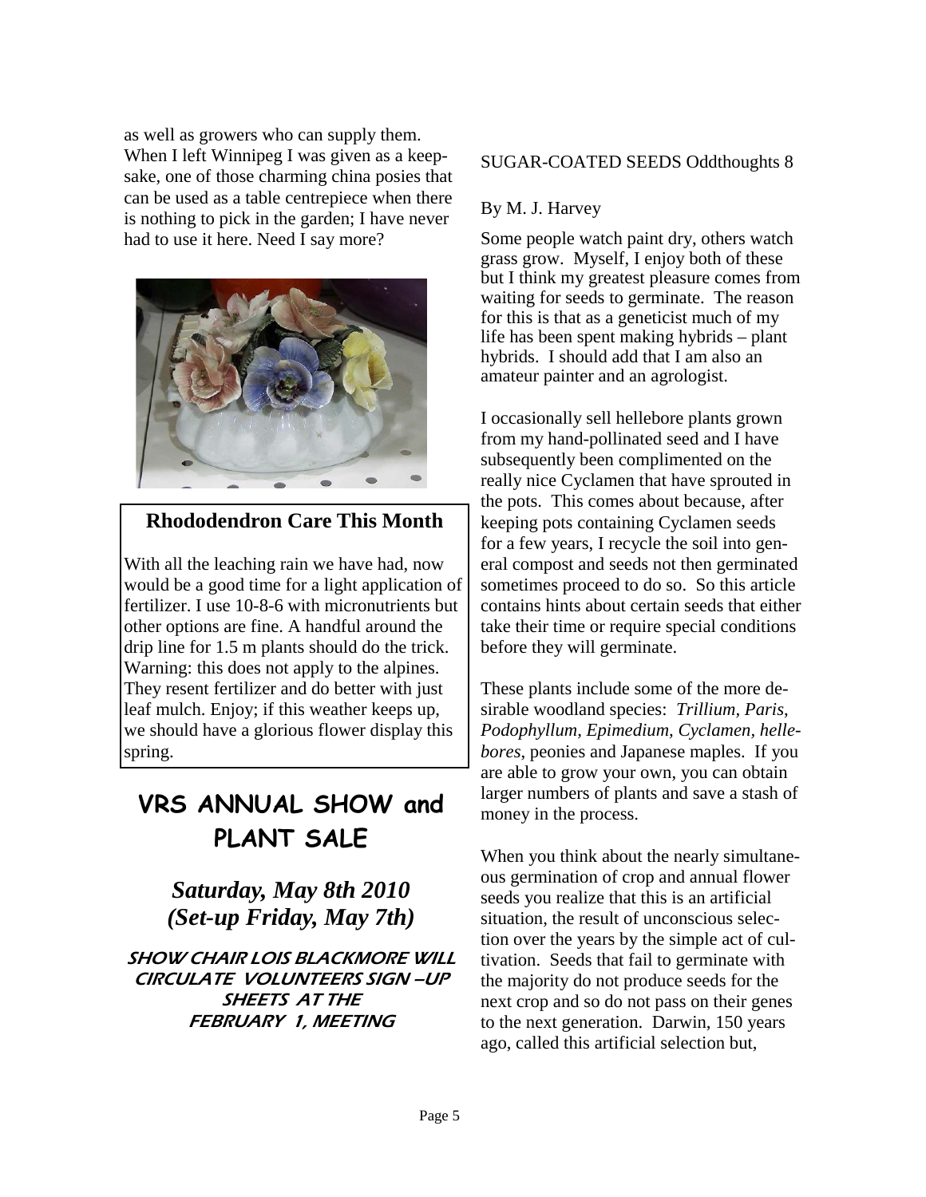as well as growers who can supply them. When I left Winnipeg I was given as a keepsake, one of those charming china posies that can be used as a table centrepiece when there is nothing to pick in the garden; I have never had to use it here. Need I say more?

## Rhododendron Care This Month

With all the leaching rain we have had, now would be a good time for a light application of fertilizer. I use 10-8-6 with micronutrients but other options are fine. A handful around the drip line for 1.5 m plants should do the trick. Warning: this does not apply to the alpines. They resent fertilizer and do better with just leaf mulch. Enjoy; if this weather keeps up, we should have a glorious flower display this spring.

# VRS ANNUAL SHOW and PLANT SALE

## *Saturday, May 8th 2010 (Set-up Friday, May 7th)*

***SHOW CHAIR LOIS BLACKMORE WILL CIRCULATE VOLUNTEERS SIGN –UP SHEETS AT THE FEBRUARY 1, MEETING***

SUGAR-COATED SEEDS Oddthoughts 8

By M. J. Harvey

Some people watch paint dry, others watch grass grow. Myself, I enjoy both of these but I think my greatest pleasure comes from waiting for seeds to germinate. The reason for this is that as a geneticist much of my life has been spent making hybrids – plant hybrids. I should add that I am also an amateur painter and an agrologist.

I occasionally sell hellebore plants grown from my hand-pollinated seed and I have subsequently been complimented on the really nice Cyclamen that have sprouted in the pots. This comes about because, after keeping pots containing Cyclamen seeds for a few years, I recycle the soil into general compost and seeds not then germinated sometimes proceed to do so. So this article contains hints about certain seeds that either take their time or require special conditions before they will germinate.

These plants include some of the more desirable woodland species: *Trillium, Paris*, *Podophyllum*, *Epimedium*, *Cyclamen*, *hellebores*, peonies and Japanese maples. If you are able to grow your own, you can obtain larger numbers of plants and save a stash of money in the process.

When you think about the nearly simultaneous germination of crop and annual flower seeds you realize that this is an artificial situation, the result of unconscious selection over the years by the simple act of cultivation. Seeds that fail to germinate with the majority do not produce seeds for the next crop and so do not pass on their genes to the next generation. Darwin, 150 years ago, called this artificial selection but,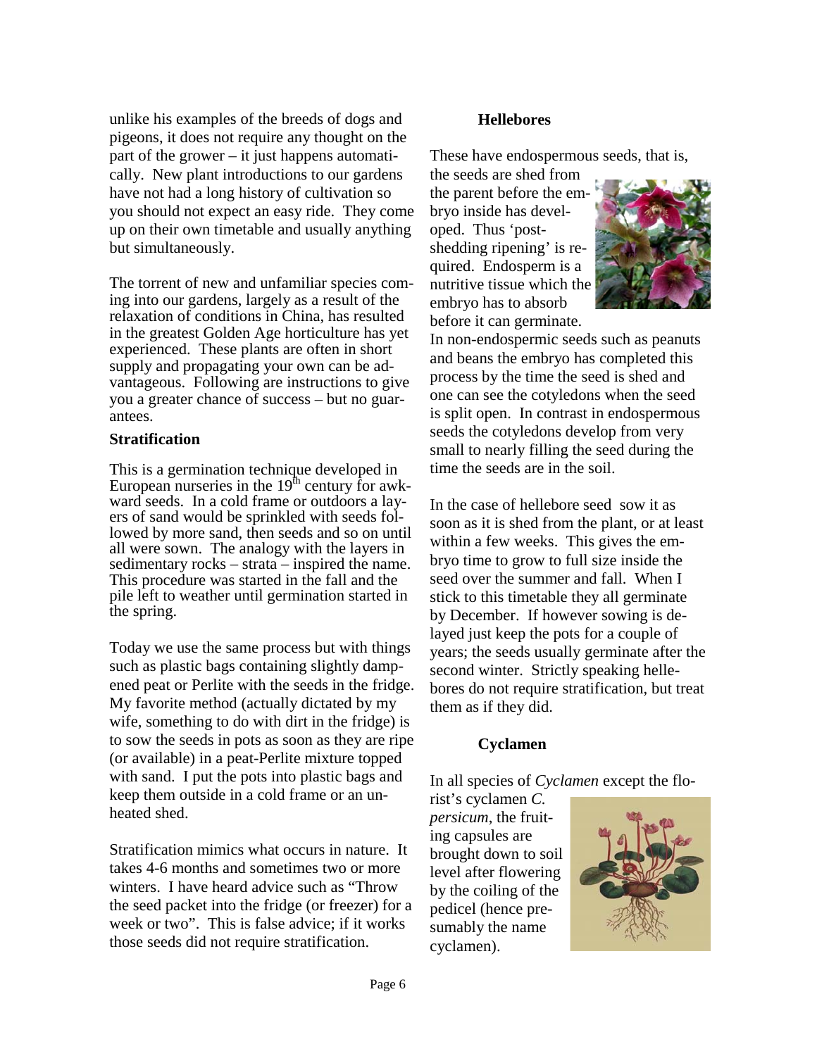unlike his examples of the breeds of dogs and pigeons, it does not require any thought on the part of the grower – it just happens automatically. New plant introductions to our gardens have not had a long history of cultivation so you should not expect an easy ride. They come up on their own timetable and usually anything but simultaneously.

The torrent of new and unfamiliar species coming into our gardens, largely as a result of the relaxation of conditions in China, has resulted in the greatest Golden Age horticulture has yet experienced. These plants are often in short supply and propagating your own can be advantageous. Following are instructions to give you a greater chance of success – but no guarantees.

### Stratification

This is a germination technique developed in European nurseries in the 19th century for awkward seeds. In a cold frame or outdoors a layers of sand would be sprinkled with seeds followed by more sand, then seeds and so on until all were sown. The analogy with the layers in sedimentary rocks – strata – inspired the name. This procedure was started in the fall and the pile left to weather until germination started in the spring.

Today we use the same process but with things such as plastic bags containing slightly dampened peat or Perlite with the seeds in the fridge. My favorite method (actually dictated by my wife, something to do with dirt in the fridge) is to sow the seeds in pots as soon as they are ripe (or available) in a peat-Perlite mixture topped with sand. I put the pots into plastic bags and keep them outside in a cold frame or an unheated shed.

Stratification mimics what occurs in nature. It takes 4-6 months and sometimes two or more winters. I have heard advice such as "Throw the seed packet into the fridge (or freezer) for a week or two". This is false advice; if it works those seeds did not require stratification.

### Hellebores

These have endospermous seeds, that is, the seeds are shed from the parent before the embryo inside has developed. Thus 'post-shedding ripening' is required. Endosperm is a nutritive tissue which the embryo has to absorb before it can germinate. In non-endospermic seeds such as peanuts and beans the embryo has completed this process by the time the seed is shed and one can see the cotyledons when the seed is split open. In contrast in endospermous seeds the cotyledons develop from very small to nearly filling the seed during the time the seeds are in the soil.

In the case of hellebore seed sow it as soon as it is shed from the plant, or at least within a few weeks. This gives the embryo time to grow to full size inside the seed over the summer and fall. When I stick to this timetable they all germinate by December. If however sowing is delayed just keep the pots for a couple of years; the seeds usually germinate after the second winter. Strictly speaking hellebores do not require stratification, but treat them as if they did.

### Cyclamen

In all species of *Cyclamen* except the florist's cyclamen *C. persicum*, the fruiting capsules are brought down to soil level after flowering by the coiling of the pedicel (hence presumably the name cyclamen).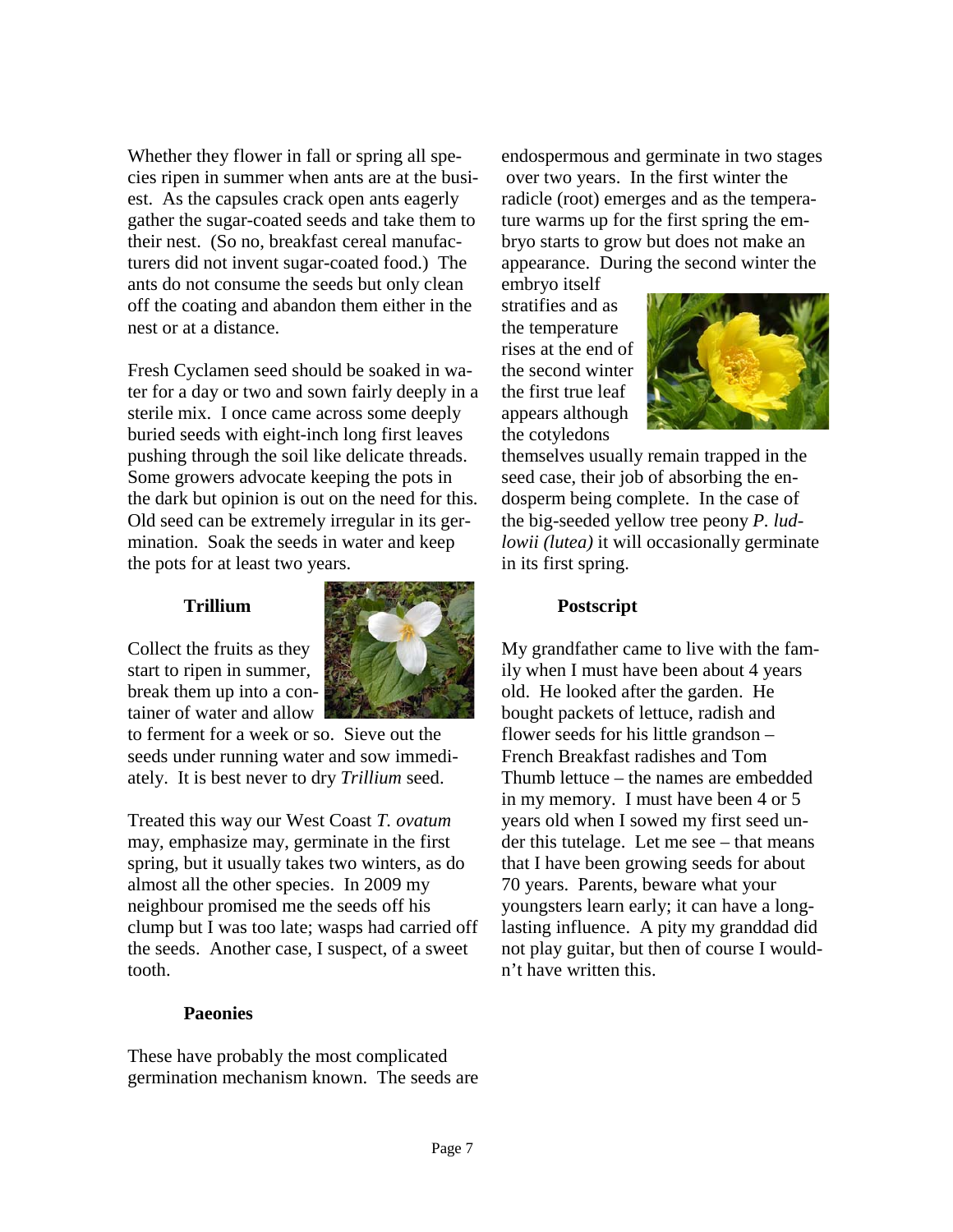Whether they flower in fall or spring all species ripen in summer when ants are at the busiest. As the capsules crack open ants eagerly gather the sugar-coated seeds and take them to their nest. (So no, breakfast cereal manufacturers did not invent sugar-coated food.) The ants do not consume the seeds but only clean off the coating and abandon them either in the nest or at a distance.

Fresh Cyclamen seed should be soaked in water for a day or two and sown fairly deeply in a sterile mix. I once came across some deeply buried seeds with eight-inch long first leaves pushing through the soil like delicate threads. Some growers advocate keeping the pots in the dark but opinion is out on the need for this. Old seed can be extremely irregular in its germination. Soak the seeds in water and keep the pots for at least two years.

### Trillium

Collect the fruits as they start to ripen in summer, break them up into a container of water and allow to ferment for a week or so. Sieve out the seeds under running water and sow immediately. It is best never to dry *Trillium* seed.

Treated this way our West Coast *T. ovatum* may, emphasize may, germinate in the first spring, but it usually takes two winters, as do almost all the other species. In 2009 my neighbour promised me the seeds off his clump but I was too late; wasps had carried off the seeds. Another case, I suspect, of a sweet tooth.

### Paeonies

These have probably the most complicated germination mechanism known. The seeds are endospermous and germinate in two stages over two years. In the first winter the radicle (root) emerges and as the temperature warms up for the first spring the embryo starts to grow but does not make an appearance. During the second winter the embryo itself stratifies and as the temperature rises at the end of the second winter the first true leaf appears although the cotyledons themselves usually remain trapped in the seed case, their job of absorbing the endosperm being complete. In the case of the big-seeded yellow tree peony *P. ludlowii (lutea)* it will occasionally germinate in its first spring.

### Postscript

My grandfather came to live with the family when I must have been about 4 years old. He looked after the garden. He bought packets of lettuce, radish and flower seeds for his little grandson – French Breakfast radishes and Tom Thumb lettuce – the names are embedded in my memory. I must have been 4 or 5 years old when I sowed my first seed under this tutelage. Let me see – that means that I have been growing seeds for about 70 years. Parents, beware what your youngsters learn early; it can have a long-lasting influence. A pity my granddad did not play guitar, but then of course I wouldn't have written this.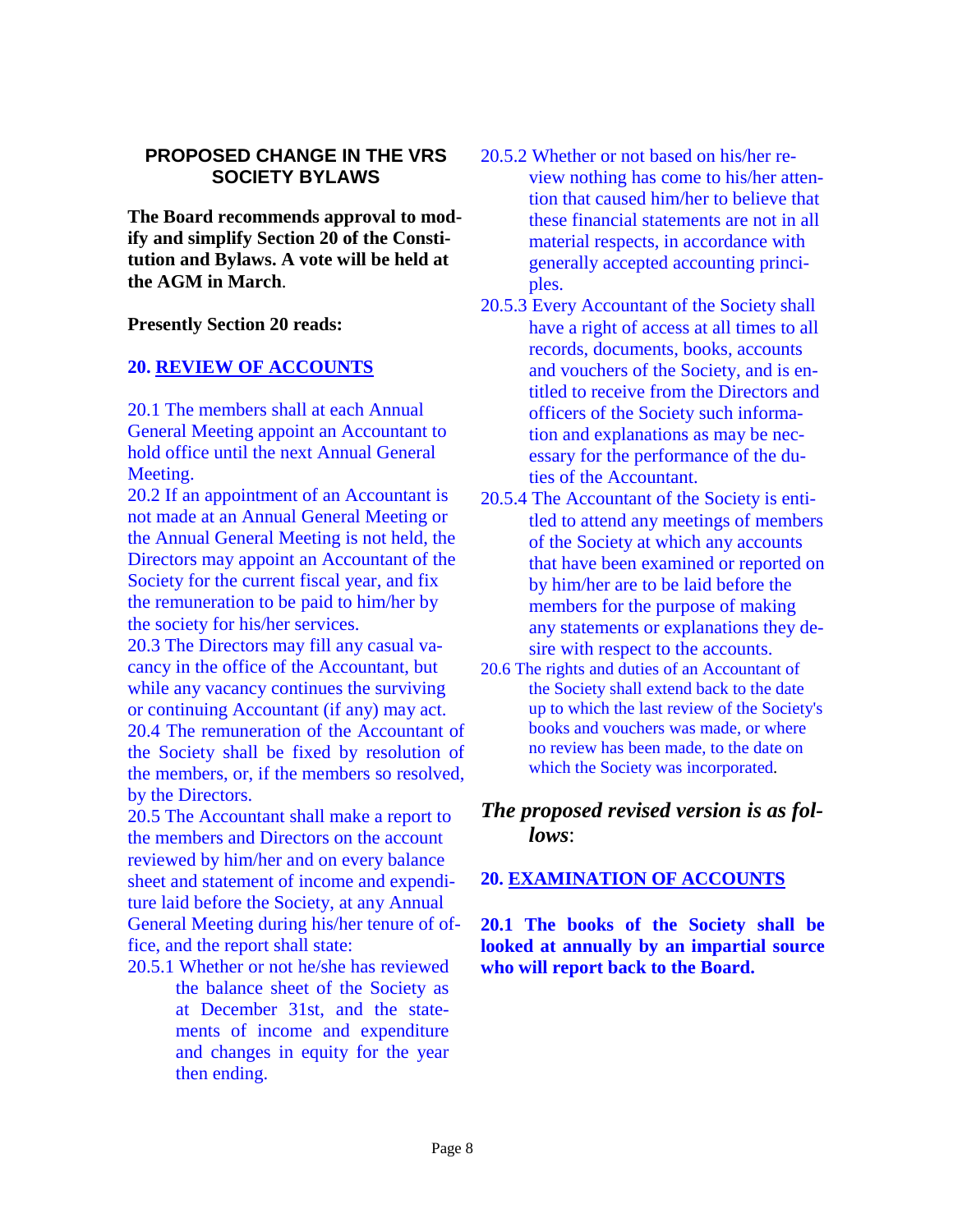**PROPOSED CHANGE IN THE VRS SOCIETY BYLAWS**

**The Board recommends approval to modify and simplify Section 20 of the Constitution and Bylaws. A vote will be held at the AGM in March**.

**Presently Section 20 reads:**

**20. <u>REVIEW OF ACCOUNTS</u>**

20.1 The members shall at each Annual General Meeting appoint an Accountant to hold office until the next Annual General Meeting.

20.2 If an appointment of an Accountant is not made at an Annual General Meeting or the Annual General Meeting is not held, the Directors may appoint an Accountant of the Society for the current fiscal year, and fix the remuneration to be paid to him/her by the society for his/her services.

20.3 The Directors may fill any casual vacancy in the office of the Accountant, but while any vacancy continues the surviving or continuing Accountant (if any) may act.

20.4 The remuneration of the Accountant of the Society shall be fixed by resolution of the members, or, if the members so resolved, by the Directors.

20.5 The Accountant shall make a report to the members and Directors on the account reviewed by him/her and on every balance sheet and statement of income and expenditure laid before the Society, at any Annual General Meeting during his/her tenure of office, and the report shall state:

20.5.1 Whether or not he/she has reviewed the balance sheet of the Society as at December 31st, and the statements of income and expenditure and changes in equity for the year then ending.

20.5.2 Whether or not based on his/her review nothing has come to his/her attention that caused him/her to believe that these financial statements are not in all material respects, in accordance with generally accepted accounting principles.

20.5.3 Every Accountant of the Society shall have a right of access at all times to all records, documents, books, accounts and vouchers of the Society, and is entitled to receive from the Directors and officers of the Society such information and explanations as may be necessary for the performance of the duties of the Accountant.

20.5.4 The Accountant of the Society is entitled to attend any meetings of members of the Society at which any accounts that have been examined or reported on by him/her are to be laid before the members for the purpose of making any statements or explanations they desire with respect to the accounts.

20.6 The rights and duties of an Accountant of the Society shall extend back to the date up to which the last review of the Society's books and vouchers was made, or where no review has been made, to the date on which the Society was incorporated.

***The proposed revised version is as follows***:

**20. <u>EXAMINATION OF ACCOUNTS</u>**

**20.1 The books of the Society shall be looked at annually by an impartial source who will report back to the Board.**